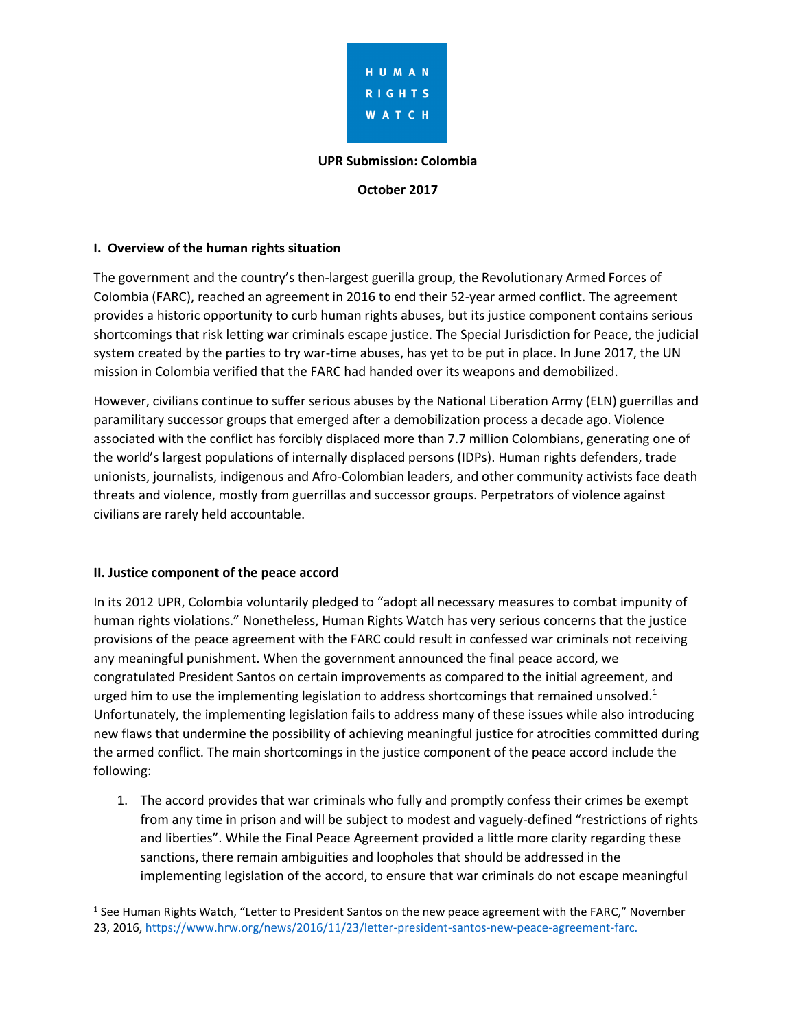HUMAN RIGHTS WATCH

**UPR Submission: Colombia**

**October 2017**

## I. Overview of the human rights situation

The government and the country's then-largest guerilla group, the Revolutionary Armed Forces of Colombia (FARC), reached an agreement in 2016 to end their 52-year armed conflict. The agreement provides a historic opportunity to curb human rights abuses, but its justice component contains serious shortcomings that risk letting war criminals escape justice. The Special Jurisdiction for Peace, the judicial system created by the parties to try war-time abuses, has yet to be put in place. In June 2017, the UN mission in Colombia verified that the FARC had handed over its weapons and demobilized.

However, civilians continue to suffer serious abuses by the National Liberation Army (ELN) guerrillas and paramilitary successor groups that emerged after a demobilization process a decade ago. Violence associated with the conflict has forcibly displaced more than 7.7 million Colombians, generating one of the world's largest populations of internally displaced persons (IDPs). Human rights defenders, trade unionists, journalists, indigenous and Afro-Colombian leaders, and other community activists face death threats and violence, mostly from guerrillas and successor groups. Perpetrators of violence against civilians are rarely held accountable.

## II. Justice component of the peace accord

In its 2012 UPR, Colombia voluntarily pledged to "adopt all necessary measures to combat impunity of human rights violations." Nonetheless, Human Rights Watch has very serious concerns that the justice provisions of the peace agreement with the FARC could result in confessed war criminals not receiving any meaningful punishment. When the government announced the final peace accord, we congratulated President Santos on certain improvements as compared to the initial agreement, and urged him to use the implementing legislation to address shortcomings that remained unsolved.[1] Unfortunately, the implementing legislation fails to address many of these issues while also introducing new flaws that undermine the possibility of achieving meaningful justice for atrocities committed during the armed conflict. The main shortcomings in the justice component of the peace accord include the following:

1. The accord provides that war criminals who fully and promptly confess their crimes be exempt from any time in prison and will be subject to modest and vaguely-defined "restrictions of rights and liberties". While the Final Peace Agreement provided a little more clarity regarding these sanctions, there remain ambiguities and loopholes that should be addressed in the implementing legislation of the accord, to ensure that war criminals do not escape meaningful

[1] See Human Rights Watch, "Letter to President Santos on the new peace agreement with the FARC," November 23, 2016, https://www.hrw.org/news/2016/11/23/letter-president-santos-new-peace-agreement-farc.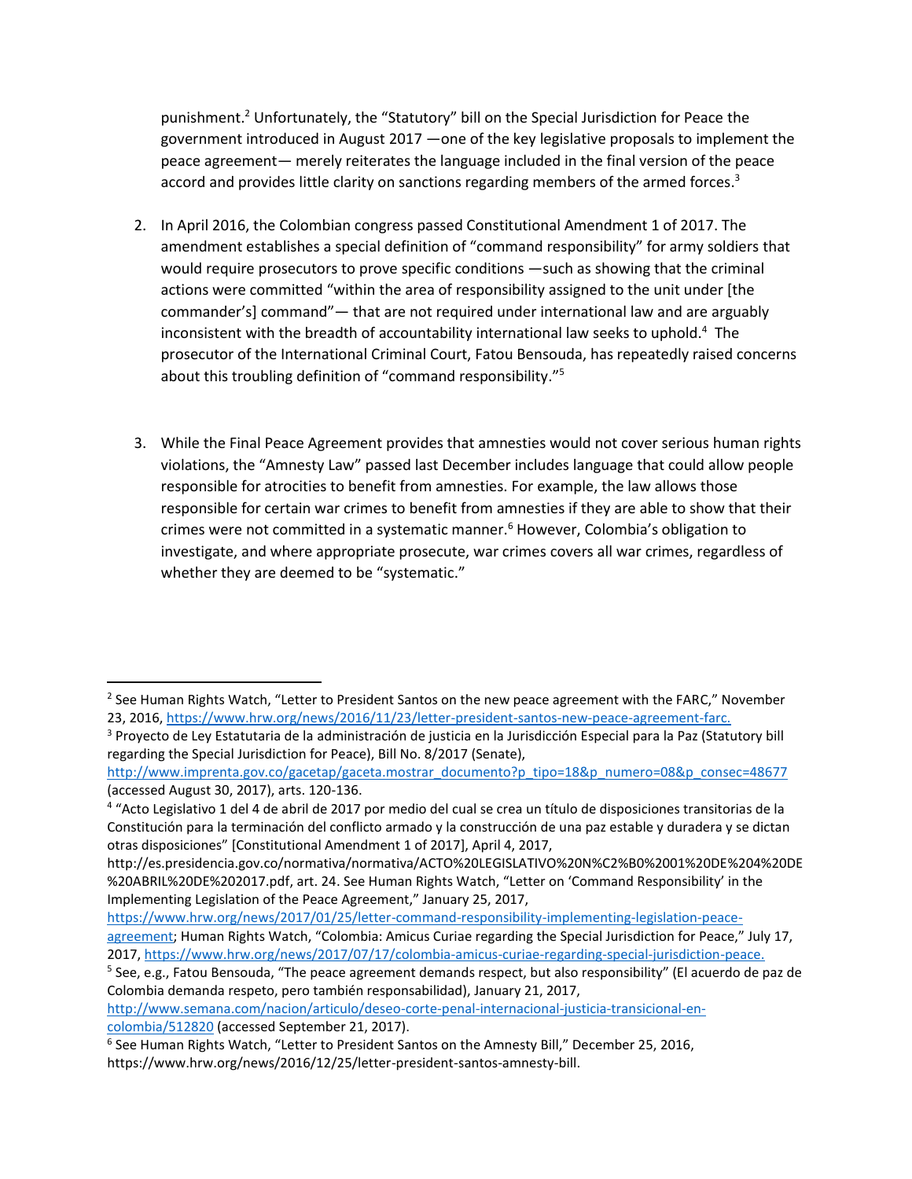punishment.[2] Unfortunately, the "Statutory" bill on the Special Jurisdiction for Peace the government introduced in August 2017 —one of the key legislative proposals to implement the peace agreement— merely reiterates the language included in the final version of the peace accord and provides little clarity on sanctions regarding members of the armed forces.[3]

2. In April 2016, the Colombian congress passed Constitutional Amendment 1 of 2017. The amendment establishes a special definition of "command responsibility" for army soldiers that would require prosecutors to prove specific conditions —such as showing that the criminal actions were committed "within the area of responsibility assigned to the unit under [the commander's] command"— that are not required under international law and are arguably inconsistent with the breadth of accountability international law seeks to uphold.[4] The prosecutor of the International Criminal Court, Fatou Bensouda, has repeatedly raised concerns about this troubling definition of "command responsibility."[5]

3. While the Final Peace Agreement provides that amnesties would not cover serious human rights violations, the "Amnesty Law" passed last December includes language that could allow people responsible for atrocities to benefit from amnesties. For example, the law allows those responsible for certain war crimes to benefit from amnesties if they are able to show that their crimes were not committed in a systematic manner.[6] However, Colombia's obligation to investigate, and where appropriate prosecute, war crimes covers all war crimes, regardless of whether they are deemed to be "systematic."

---

[2] See Human Rights Watch, "Letter to President Santos on the new peace agreement with the FARC," November 23, 2016, https://www.hrw.org/news/2016/11/23/letter-president-santos-new-peace-agreement-farc.

[3] Proyecto de Ley Estatutaria de la administración de justicia en la Jurisdicción Especial para la Paz (Statutory bill regarding the Special Jurisdiction for Peace), Bill No. 8/2017 (Senate), http://www.imprenta.gov.co/gacetap/gaceta.mostrar_documento?p_tipo=18&p_numero=08&p_consec=48677 (accessed August 30, 2017), arts. 120-136.

[4] "Acto Legislativo 1 del 4 de abril de 2017 por medio del cual se crea un título de disposiciones transitorias de la Constitución para la terminación del conflicto armado y la construcción de una paz estable y duradera y se dictan otras disposiciones" [Constitutional Amendment 1 of 2017], April 4, 2017, http://es.presidencia.gov.co/normativa/normativa/ACTO%20LEGISLATIVO%20N%C2%B0%2001%20DE%204%20DE%20ABRIL%20DE%202017.pdf, art. 24. See Human Rights Watch, "Letter on 'Command Responsibility' in the Implementing Legislation of the Peace Agreement," January 25, 2017, https://www.hrw.org/news/2017/01/25/letter-command-responsibility-implementing-legislation-peace-agreement; Human Rights Watch, "Colombia: Amicus Curiae regarding the Special Jurisdiction for Peace," July 17, 2017, https://www.hrw.org/news/2017/07/17/colombia-amicus-curiae-regarding-special-jurisdiction-peace.

[5] See, e.g., Fatou Bensouda, "The peace agreement demands respect, but also responsibility" (El acuerdo de paz de Colombia demanda respeto, pero también responsabilidad), January 21, 2017, http://www.semana.com/nacion/articulo/deseo-corte-penal-internacional-justicia-transicional-en-colombia/512820 (accessed September 21, 2017).

[6] See Human Rights Watch, "Letter to President Santos on the Amnesty Bill," December 25, 2016, https://www.hrw.org/news/2016/12/25/letter-president-santos-amnesty-bill.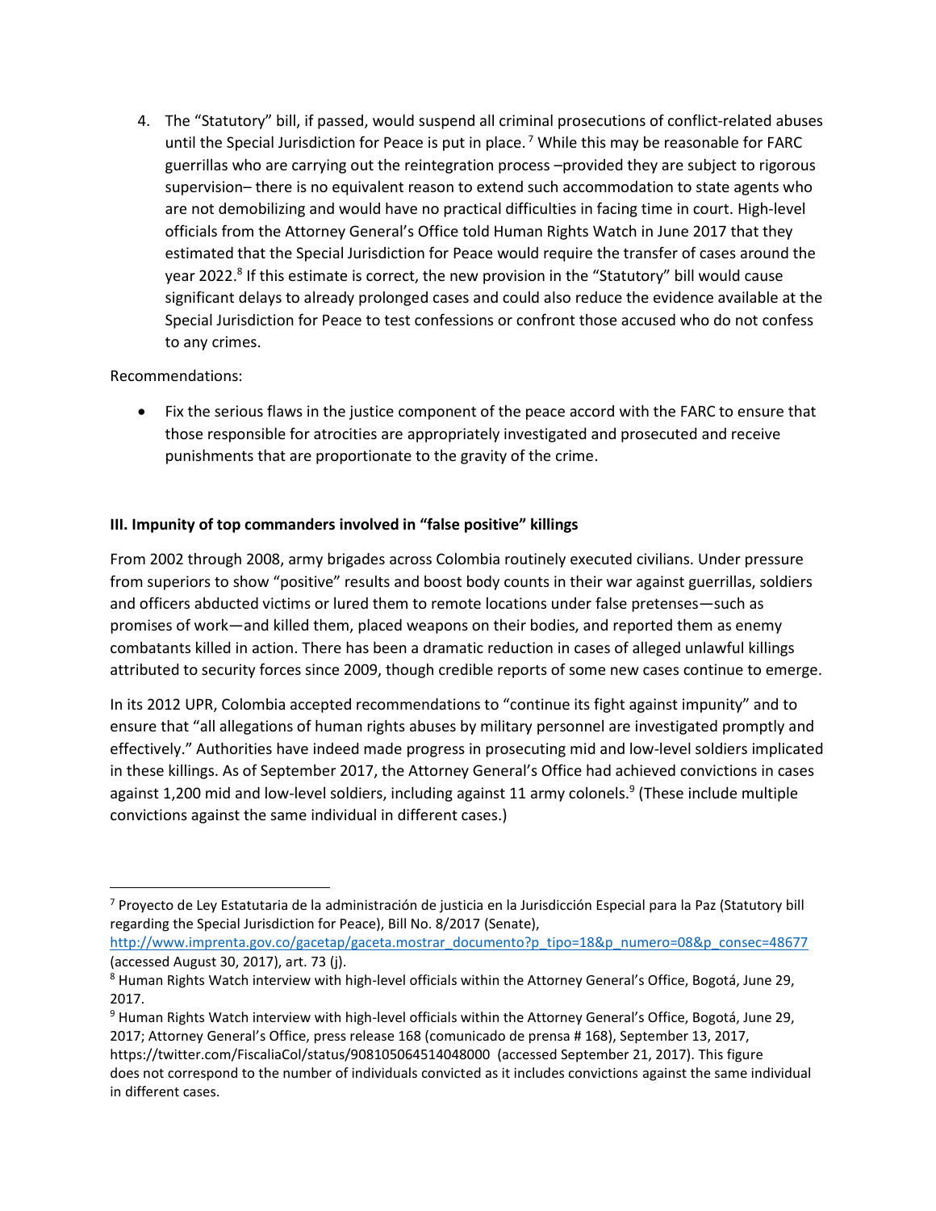4. The "Statutory" bill, if passed, would suspend all criminal prosecutions of conflict-related abuses until the Special Jurisdiction for Peace is put in place.[7] While this may be reasonable for FARC guerrillas who are carrying out the reintegration process –provided they are subject to rigorous supervision– there is no equivalent reason to extend such accommodation to state agents who are not demobilizing and would have no practical difficulties in facing time in court. High-level officials from the Attorney General's Office told Human Rights Watch in June 2017 that they estimated that the Special Jurisdiction for Peace would require the transfer of cases around the year 2022.[8] If this estimate is correct, the new provision in the "Statutory" bill would cause significant delays to already prolonged cases and could also reduce the evidence available at the Special Jurisdiction for Peace to test confessions or confront those accused who do not confess to any crimes.

Recommendations:

- Fix the serious flaws in the justice component of the peace accord with the FARC to ensure that those responsible for atrocities are appropriately investigated and prosecuted and receive punishments that are proportionate to the gravity of the crime.

### III. Impunity of top commanders involved in "false positive" killings

From 2002 through 2008, army brigades across Colombia routinely executed civilians. Under pressure from superiors to show "positive" results and boost body counts in their war against guerrillas, soldiers and officers abducted victims or lured them to remote locations under false pretenses—such as promises of work—and killed them, placed weapons on their bodies, and reported them as enemy combatants killed in action. There has been a dramatic reduction in cases of alleged unlawful killings attributed to security forces since 2009, though credible reports of some new cases continue to emerge.

In its 2012 UPR, Colombia accepted recommendations to "continue its fight against impunity" and to ensure that "all allegations of human rights abuses by military personnel are investigated promptly and effectively." Authorities have indeed made progress in prosecuting mid and low-level soldiers implicated in these killings. As of September 2017, the Attorney General's Office had achieved convictions in cases against 1,200 mid and low-level soldiers, including against 11 army colonels.[9] (These include multiple convictions against the same individual in different cases.)

---

[7] Proyecto de Ley Estatutaria de la administración de justicia en la Jurisdicción Especial para la Paz (Statutory bill regarding the Special Jurisdiction for Peace), Bill No. 8/2017 (Senate), http://www.imprenta.gov.co/gacetap/gaceta.mostrar_documento?p_tipo=18&p_numero=08&p_consec=48677 (accessed August 30, 2017), art. 73 (j).

[8] Human Rights Watch interview with high-level officials within the Attorney General's Office, Bogotá, June 29, 2017.

[9] Human Rights Watch interview with high-level officials within the Attorney General's Office, Bogotá, June 29, 2017; Attorney General's Office, press release 168 (comunicado de prensa # 168), September 13, 2017, https://twitter.com/FiscaliaCol/status/908105064514048000 (accessed September 21, 2017). This figure does not correspond to the number of individuals convicted as it includes convictions against the same individual in different cases.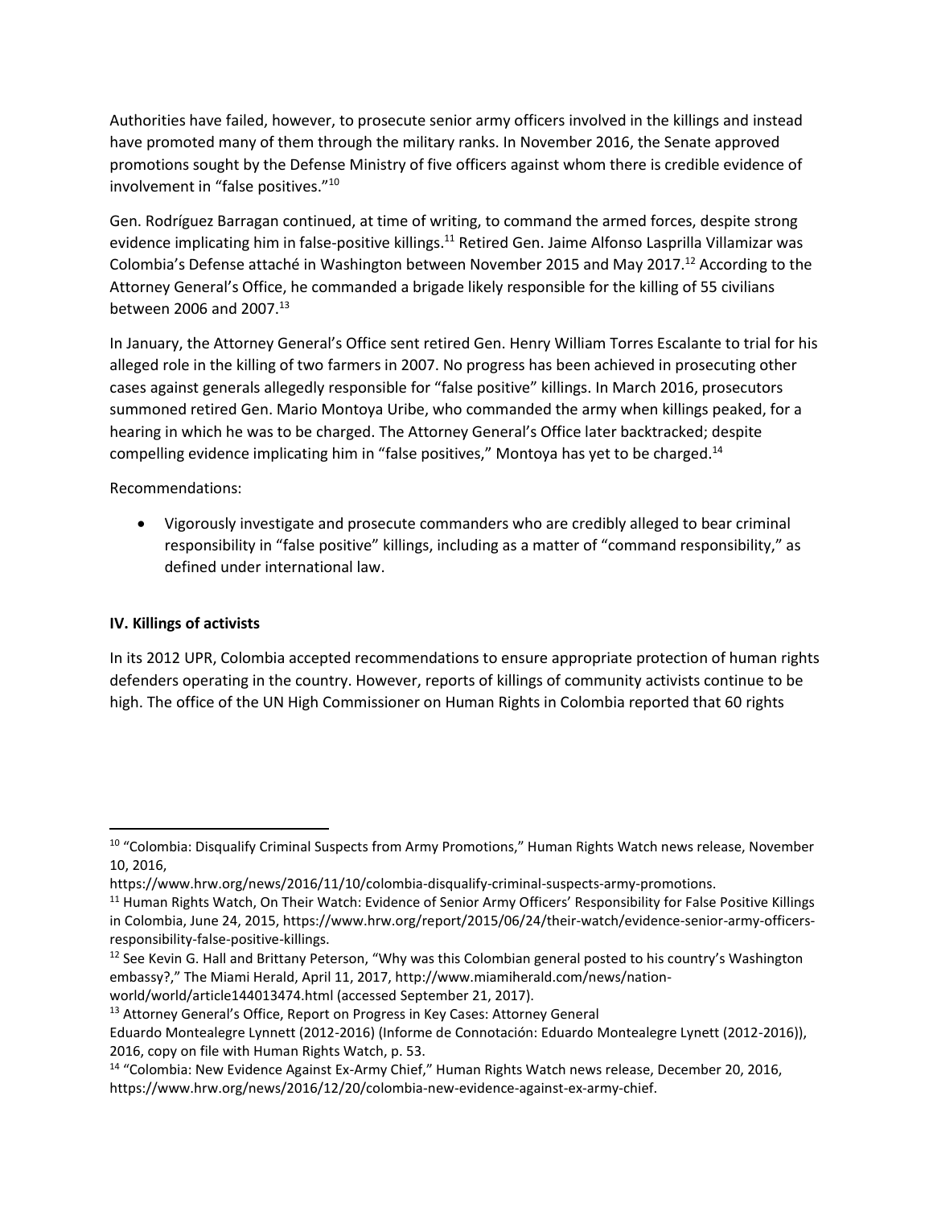Authorities have failed, however, to prosecute senior army officers involved in the killings and instead have promoted many of them through the military ranks. In November 2016, the Senate approved promotions sought by the Defense Ministry of five officers against whom there is credible evidence of involvement in "false positives."[10]

Gen. Rodríguez Barragan continued, at time of writing, to command the armed forces, despite strong evidence implicating him in false-positive killings.[11] Retired Gen. Jaime Alfonso Lasprilla Villamizar was Colombia's Defense attaché in Washington between November 2015 and May 2017.[12] According to the Attorney General's Office, he commanded a brigade likely responsible for the killing of 55 civilians between 2006 and 2007.[13]

In January, the Attorney General's Office sent retired Gen. Henry William Torres Escalante to trial for his alleged role in the killing of two farmers in 2007. No progress has been achieved in prosecuting other cases against generals allegedly responsible for "false positive" killings. In March 2016, prosecutors summoned retired Gen. Mario Montoya Uribe, who commanded the army when killings peaked, for a hearing in which he was to be charged. The Attorney General's Office later backtracked; despite compelling evidence implicating him in "false positives," Montoya has yet to be charged.[14]

Recommendations:

- Vigorously investigate and prosecute commanders who are credibly alleged to bear criminal responsibility in "false positive" killings, including as a matter of "command responsibility," as defined under international law.

**IV. Killings of activists**

In its 2012 UPR, Colombia accepted recommendations to ensure appropriate protection of human rights defenders operating in the country. However, reports of killings of community activists continue to be high. The office of the UN High Commissioner on Human Rights in Colombia reported that 60 rights

---

[10] "Colombia: Disqualify Criminal Suspects from Army Promotions," Human Rights Watch news release, November 10, 2016, https://www.hrw.org/news/2016/11/10/colombia-disqualify-criminal-suspects-army-promotions.

[11] Human Rights Watch, On Their Watch: Evidence of Senior Army Officers' Responsibility for False Positive Killings in Colombia, June 24, 2015, https://www.hrw.org/report/2015/06/24/their-watch/evidence-senior-army-officers-responsibility-false-positive-killings.

[12] See Kevin G. Hall and Brittany Peterson, "Why was this Colombian general posted to his country's Washington embassy?," The Miami Herald, April 11, 2017, http://www.miamiherald.com/news/nation-world/world/article144013474.html (accessed September 21, 2017).

[13] Attorney General's Office, Report on Progress in Key Cases: Attorney General Eduardo Montealegre Lynnett (2012-2016) (Informe de Connotación: Eduardo Montealegre Lynnett (2012-2016)), 2016, copy on file with Human Rights Watch, p. 53.

[14] "Colombia: New Evidence Against Ex-Army Chief," Human Rights Watch news release, December 20, 2016, https://www.hrw.org/news/2016/12/20/colombia-new-evidence-against-ex-army-chief.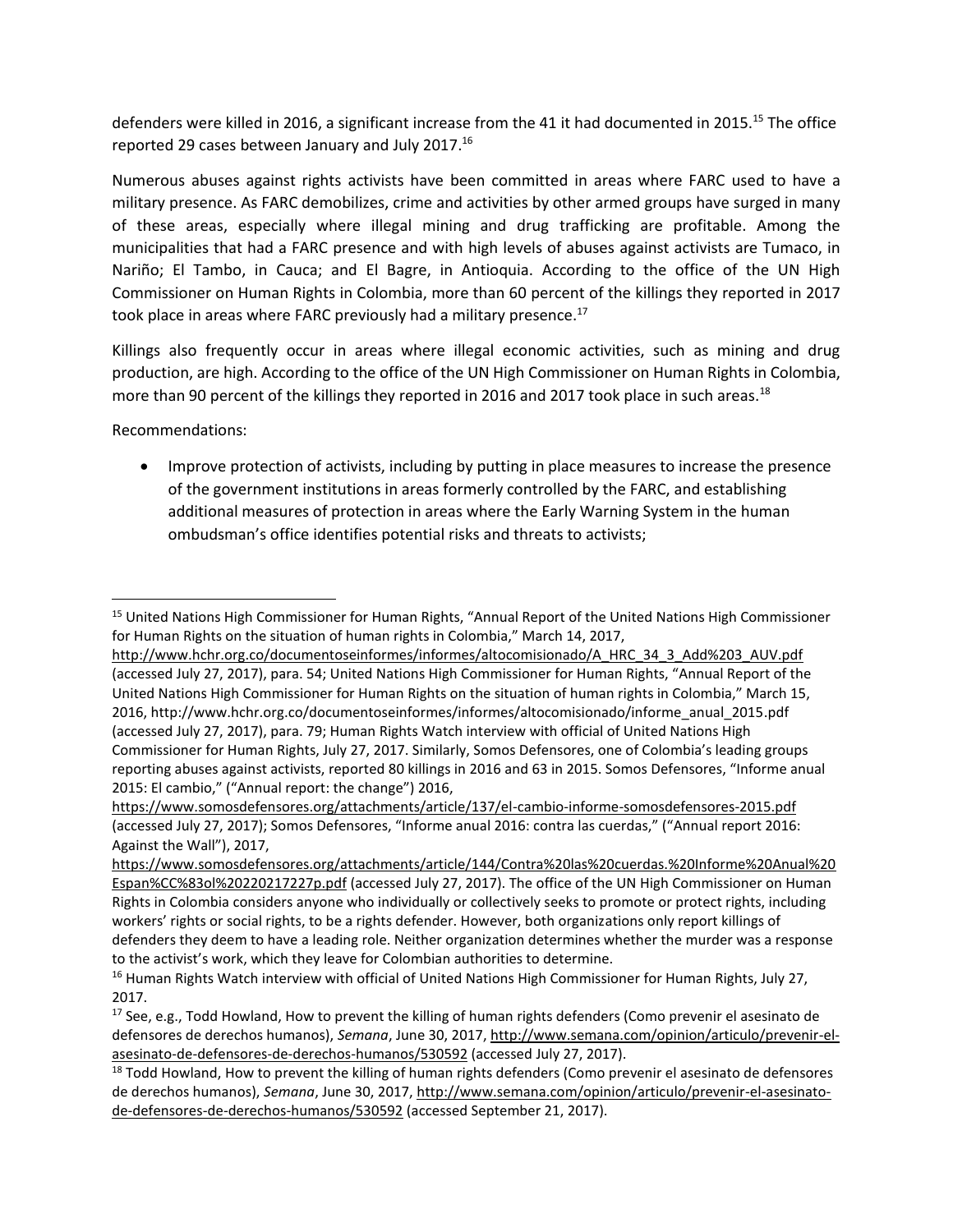defenders were killed in 2016, a significant increase from the 41 it had documented in 2015.[15] The office reported 29 cases between January and July 2017.[16]

Numerous abuses against rights activists have been committed in areas where FARC used to have a military presence. As FARC demobilizes, crime and activities by other armed groups have surged in many of these areas, especially where illegal mining and drug trafficking are profitable. Among the municipalities that had a FARC presence and with high levels of abuses against activists are Tumaco, in Nariño; El Tambo, in Cauca; and El Bagre, in Antioquia. According to the office of the UN High Commissioner on Human Rights in Colombia, more than 60 percent of the killings they reported in 2017 took place in areas where FARC previously had a military presence.[17]

Killings also frequently occur in areas where illegal economic activities, such as mining and drug production, are high. According to the office of the UN High Commissioner on Human Rights in Colombia, more than 90 percent of the killings they reported in 2016 and 2017 took place in such areas.[18]

Recommendations:

- Improve protection of activists, including by putting in place measures to increase the presence of the government institutions in areas formerly controlled by the FARC, and establishing additional measures of protection in areas where the Early Warning System in the human ombudsman's office identifies potential risks and threats to activists;

---

[15] United Nations High Commissioner for Human Rights, "Annual Report of the United Nations High Commissioner for Human Rights on the situation of human rights in Colombia," March 14, 2017, http://www.hchr.org.co/documentoseinformes/informes/altocomisionado/A_HRC_34_3_Add%203_AUV.pdf (accessed July 27, 2017), para. 54; United Nations High Commissioner for Human Rights, "Annual Report of the United Nations High Commissioner for Human Rights on the situation of human rights in Colombia," March 15, 2016, http://www.hchr.org.co/documentoseinformes/informes/altocomisionado/informe_anual_2015.pdf (accessed July 27, 2017), para. 79; Human Rights Watch interview with official of United Nations High Commissioner for Human Rights, July 27, 2017. Similarly, Somos Defensores, one of Colombia's leading groups reporting abuses against activists, reported 80 killings in 2016 and 63 in 2015. Somos Defensores, "Informe anual 2015: El cambio," ("Annual report: the change") 2016, https://www.somosdefensores.org/attachments/article/137/el-cambio-informe-somosdefensores-2015.pdf (accessed July 27, 2017); Somos Defensores, "Informe anual 2016: contra las cuerdas," ("Annual report 2016: Against the Wall"), 2017, https://www.somosdefensores.org/attachments/article/144/Contra%20las%20cuerdas.%20Informe%20Anual%20Espan%CC%83ol%2020217227p.pdf (accessed July 27, 2017). The office of the UN High Commissioner on Human Rights in Colombia considers anyone who individually or collectively seeks to promote or protect rights, including workers' rights or social rights, to be a rights defender. However, both organizations only report killings of defenders they deem to have a leading role. Neither organization determines whether the murder was a response to the activist's work, which they leave for Colombian authorities to determine.

[16] Human Rights Watch interview with official of United Nations High Commissioner for Human Rights, July 27, 2017.

[17] See, e.g., Todd Howland, How to prevent the killing of human rights defenders (Como prevenir el asesinato de defensores de derechos humanos), *Semana*, June 30, 2017, http://www.semana.com/opinion/articulo/prevenir-el-asesinato-de-defensores-de-derechos-humanos/530592 (accessed July 27, 2017).

[18] Todd Howland, How to prevent the killing of human rights defenders (Como prevenir el asesinato de defensores de derechos humanos), *Semana*, June 30, 2017, http://www.semana.com/opinion/articulo/prevenir-el-asesinato-de-defensores-de-derechos-humanos/530592 (accessed September 21, 2017).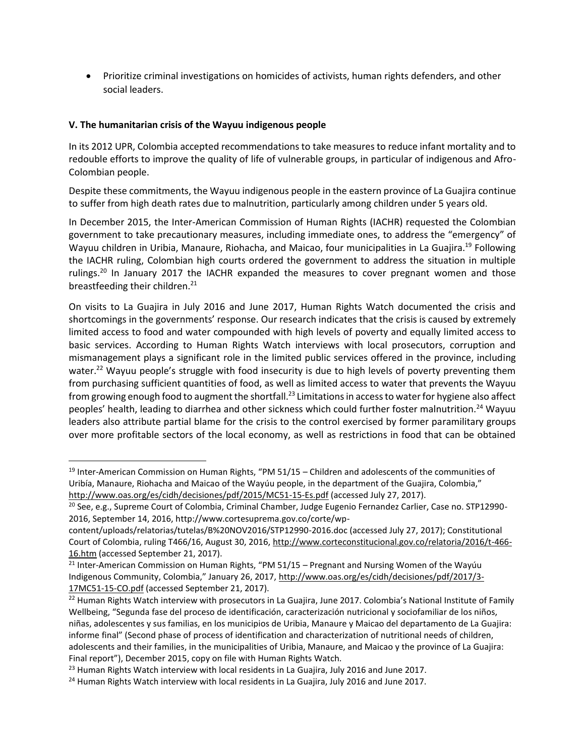- Prioritize criminal investigations on homicides of activists, human rights defenders, and other social leaders.

**V. The humanitarian crisis of the Wayuu indigenous people**

In its 2012 UPR, Colombia accepted recommendations to take measures to reduce infant mortality and to redouble efforts to improve the quality of life of vulnerable groups, in particular of indigenous and Afro-Colombian people.

Despite these commitments, the Wayuu indigenous people in the eastern province of La Guajira continue to suffer from high death rates due to malnutrition, particularly among children under 5 years old.

In December 2015, the Inter-American Commission of Human Rights (IACHR) requested the Colombian government to take precautionary measures, including immediate ones, to address the "emergency" of Wayuu children in Uribia, Manaure, Riohacha, and Maicao, four municipalities in La Guajira.[19] Following the IACHR ruling, Colombian high courts ordered the government to address the situation in multiple rulings.[20] In January 2017 the IACHR expanded the measures to cover pregnant women and those breastfeeding their children.[21]

On visits to La Guajira in July 2016 and June 2017, Human Rights Watch documented the crisis and shortcomings in the governments' response. Our research indicates that the crisis is caused by extremely limited access to food and water compounded with high levels of poverty and equally limited access to basic services. According to Human Rights Watch interviews with local prosecutors, corruption and mismanagement plays a significant role in the limited public services offered in the province, including water.[22] Wayuu people's struggle with food insecurity is due to high levels of poverty preventing them from purchasing sufficient quantities of food, as well as limited access to water that prevents the Wayuu from growing enough food to augment the shortfall.[23] Limitations in access to water for hygiene also affect peoples' health, leading to diarrhea and other sickness which could further foster malnutrition.[24] Wayuu leaders also attribute partial blame for the crisis to the control exercised by former paramilitary groups over more profitable sectors of the local economy, as well as restrictions in food that can be obtained

---

[19] Inter-American Commission on Human Rights, "PM 51/15 – Children and adolescents of the communities of Uribía, Manaure, Riohacha and Maicao of the Wayúu people, in the department of the Guajira, Colombia," http://www.oas.org/es/cidh/decisiones/pdf/2015/MC51-15-Es.pdf (accessed July 27, 2017).

[20] See, e.g., Supreme Court of Colombia, Criminal Chamber, Judge Eugenio Fernandez Carlier, Case no. STP12990-2016, September 14, 2016, http://www.cortesuprema.gov.co/corte/wp-content/uploads/relatorias/tutelas/B%20NOV2016/STP12990-2016.doc (accessed July 27, 2017); Constitutional Court of Colombia, ruling T466/16, August 30, 2016, http://www.corteconstitucional.gov.co/relatoria/2016/t-466-16.htm (accessed September 21, 2017).

[21] Inter-American Commission on Human Rights, "PM 51/15 – Pregnant and Nursing Women of the Wayúu Indigenous Community, Colombia," January 26, 2017, http://www.oas.org/es/cidh/decisiones/pdf/2017/3-17MC51-15-CO.pdf (accessed September 21, 2017).

[22] Human Rights Watch interview with prosecutors in La Guajira, June 2017. Colombia's National Institute of Family Wellbeing, "Segunda fase del proceso de identificación, caracterización nutricional y sociofamiliar de los niños, niñas, adolescentes y sus familias, en los municipios de Uribia, Manaure y Maicao del departamento de La Guajira: informe final" (Second phase of process of identification and characterization of nutritional needs of children, adolescents and their families, in the municipalities of Uribia, Manaure, and Maicao y the province of La Guajira: Final report"), December 2015, copy on file with Human Rights Watch.

[23] Human Rights Watch interview with local residents in La Guajira, July 2016 and June 2017.

[24] Human Rights Watch interview with local residents in La Guajira, July 2016 and June 2017.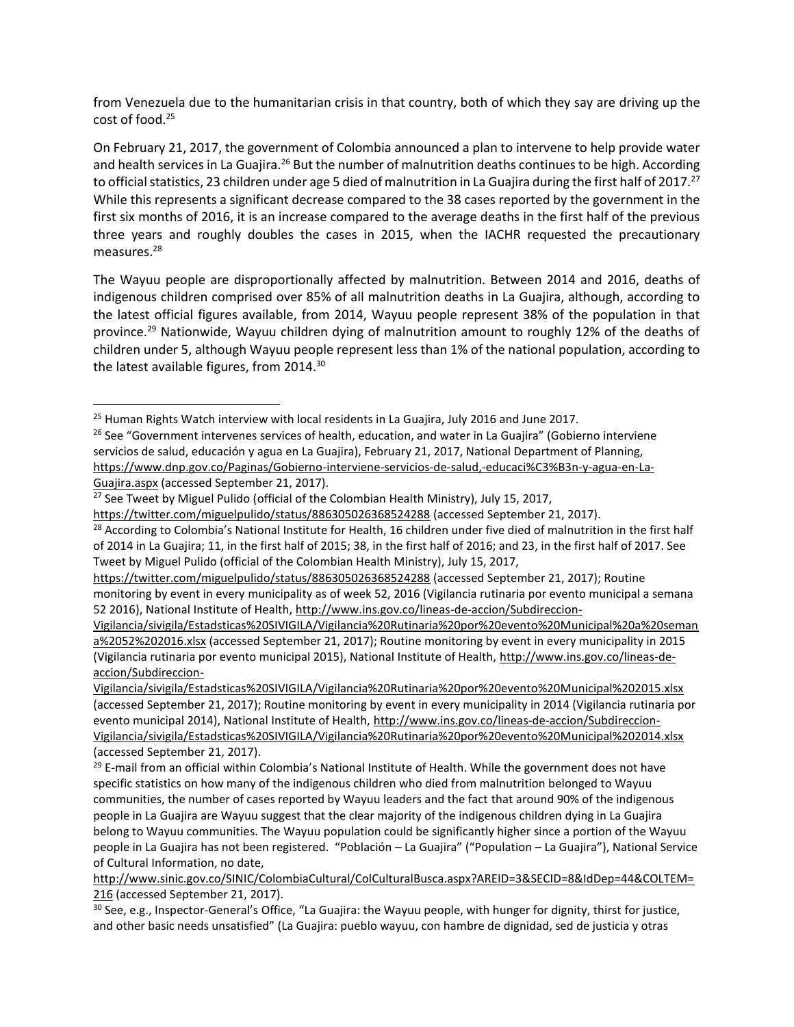from Venezuela due to the humanitarian crisis in that country, both of which they say are driving up the cost of food.[25]

On February 21, 2017, the government of Colombia announced a plan to intervene to help provide water and health services in La Guajira.[26] But the number of malnutrition deaths continues to be high. According to official statistics, 23 children under age 5 died of malnutrition in La Guajira during the first half of 2017.[27] While this represents a significant decrease compared to the 38 cases reported by the government in the first six months of 2016, it is an increase compared to the average deaths in the first half of the previous three years and roughly doubles the cases in 2015, when the IACHR requested the precautionary measures.[28]

The Wayuu people are disproportionally affected by malnutrition. Between 2014 and 2016, deaths of indigenous children comprised over 85% of all malnutrition deaths in La Guajira, although, according to the latest official figures available, from 2014, Wayuu people represent 38% of the population in that province.[29] Nationwide, Wayuu children dying of malnutrition amount to roughly 12% of the deaths of children under 5, although Wayuu people represent less than 1% of the national population, according to the latest available figures, from 2014.[30]

---

[25] Human Rights Watch interview with local residents in La Guajira, July 2016 and June 2017.

[26] See "Government intervenes services of health, education, and water in La Guajira" (Gobierno interviene servicios de salud, educación y agua en La Guajira), February 21, 2017, National Department of Planning, https://www.dnp.gov.co/Paginas/Gobierno-interviene-servicios-de-salud,-educaci%C3%B3n-y-agua-en-La-Guajira.aspx (accessed September 21, 2017).

[27] See Tweet by Miguel Pulido (official of the Colombian Health Ministry), July 15, 2017, https://twitter.com/miguelpulido/status/886305026368524288 (accessed September 21, 2017).

[28] According to Colombia's National Institute for Health, 16 children under five died of malnutrition in the first half of 2014 in La Guajira; 11, in the first half of 2015; 38, in the first half of 2016; and 23, in the first half of 2017. See Tweet by Miguel Pulido (official of the Colombian Health Ministry), July 15, 2017, https://twitter.com/miguelpulido/status/886305026368524288 (accessed September 21, 2017); Routine monitoring by event in every municipality as of week 52, 2016 (Vigilancia rutinaria por evento municipal a semana 52 2016), National Institute of Health, http://www.ins.gov.co/lineas-de-accion/Subdireccion-Vigilancia/sivigila/Estadsticas%20SIVIGILA/Vigilancia%20Rutinaria%20por%20evento%20Municipal%20a%20semana%2052%202016.xlsx (accessed September 21, 2017); Routine monitoring by event in every municipality in 2015 (Vigilancia rutinaria por evento municipal 2015), National Institute of Health, http://www.ins.gov.co/lineas-de-accion/Subdireccion-Vigilancia/sivigila/Estadsticas%20SIVIGILA/Vigilancia%20Rutinaria%20por%20evento%20Municipal%202015.xlsx (accessed September 21, 2017); Routine monitoring by event in every municipality in 2014 (Vigilancia rutinaria por evento municipal 2014), National Institute of Health, http://www.ins.gov.co/lineas-de-accion/Subdireccion-Vigilancia/sivigila/Estadsticas%20SIVIGILA/Vigilancia%20Rutinaria%20por%20evento%20Municipal%202014.xlsx (accessed September 21, 2017).

[29] E-mail from an official within Colombia's National Institute of Health. While the government does not have specific statistics on how many of the indigenous children who died from malnutrition belonged to Wayuu communities, the number of cases reported by Wayuu leaders and the fact that around 90% of the indigenous people in La Guajira are Wayuu suggest that the clear majority of the indigenous children dying in La Guajira belong to Wayuu communities. The Wayuu population could be significantly higher since a portion of the Wayuu people in La Guajira has not been registered. "Población – La Guajira" ("Population – La Guajira"), National Service of Cultural Information, no date, http://www.sinic.gov.co/SINIC/ColombiaCultural/ColCulturalBusca.aspx?AREID=3&SECID=8&IdDep=44&COLTEM=216 (accessed September 21, 2017).

[30] See, e.g., Inspector-General's Office, "La Guajira: the Wayuu people, with hunger for dignity, thirst for justice, and other basic needs unsatisfied" (La Guajira: pueblo wayuu, con hambre de dignidad, sed de justicia y otras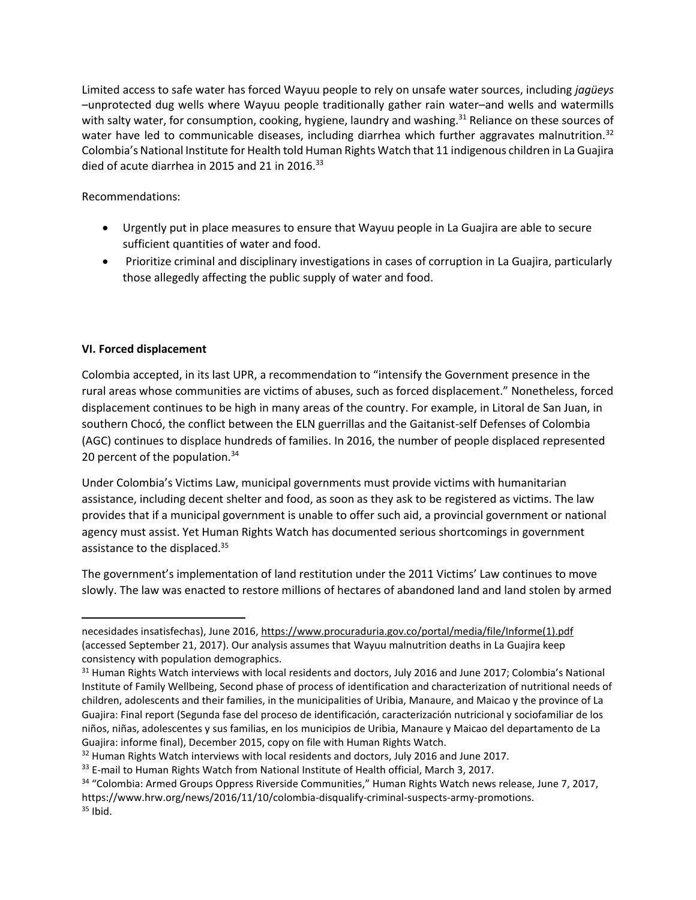Limited access to safe water has forced Wayuu people to rely on unsafe water sources, including *jagüeys* –unprotected dug wells where Wayuu people traditionally gather rain water–and wells and watermills with salty water, for consumption, cooking, hygiene, laundry and washing.[31] Reliance on these sources of water have led to communicable diseases, including diarrhea which further aggravates malnutrition.[32] Colombia's National Institute for Health told Human Rights Watch that 11 indigenous children in La Guajira died of acute diarrhea in 2015 and 21 in 2016.[33]

Recommendations:

- Urgently put in place measures to ensure that Wayuu people in La Guajira are able to secure sufficient quantities of water and food.
- Prioritize criminal and disciplinary investigations in cases of corruption in La Guajira, particularly those allegedly affecting the public supply of water and food.

**VI. Forced displacement**

Colombia accepted, in its last UPR, a recommendation to "intensify the Government presence in the rural areas whose communities are victims of abuses, such as forced displacement." Nonetheless, forced displacement continues to be high in many areas of the country. For example, in Litoral de San Juan, in southern Chocó, the conflict between the ELN guerrillas and the Gaitanist-self Defenses of Colombia (AGC) continues to displace hundreds of families. In 2016, the number of people displaced represented 20 percent of the population.[34]

Under Colombia's Victims Law, municipal governments must provide victims with humanitarian assistance, including decent shelter and food, as soon as they ask to be registered as victims. The law provides that if a municipal government is unable to offer such aid, a provincial government or national agency must assist. Yet Human Rights Watch has documented serious shortcomings in government assistance to the displaced.[35]

The government's implementation of land restitution under the 2011 Victims' Law continues to move slowly. The law was enacted to restore millions of hectares of abandoned land and land stolen by armed

---

necesidades insatisfechas), June 2016, https://www.procuraduria.gov.co/portal/media/file/Informe(1).pdf (accessed September 21, 2017). Our analysis assumes that Wayuu malnutrition deaths in La Guajira keep consistency with population demographics.

[31] Human Rights Watch interviews with local residents and doctors, July 2016 and June 2017; Colombia's National Institute of Family Wellbeing, Second phase of process of identification and characterization of nutritional needs of children, adolescents and their families, in the municipalities of Uribia, Manaure, and Maicao y the province of La Guajira: Final report (Segunda fase del proceso de identificación, caracterización nutricional y sociofamiliar de los niños, niñas, adolescentes y sus familias, en los municipios de Uribia, Manaure y Maicao del departamento de La Guajira: informe final), December 2015, copy on file with Human Rights Watch.

[32] Human Rights Watch interviews with local residents and doctors, July 2016 and June 2017.

[33] E-mail to Human Rights Watch from National Institute of Health official, March 3, 2017.

[34] "Colombia: Armed Groups Oppress Riverside Communities," Human Rights Watch news release, June 7, 2017, https://www.hrw.org/news/2016/11/10/colombia-disqualify-criminal-suspects-army-promotions.

[35] Ibid.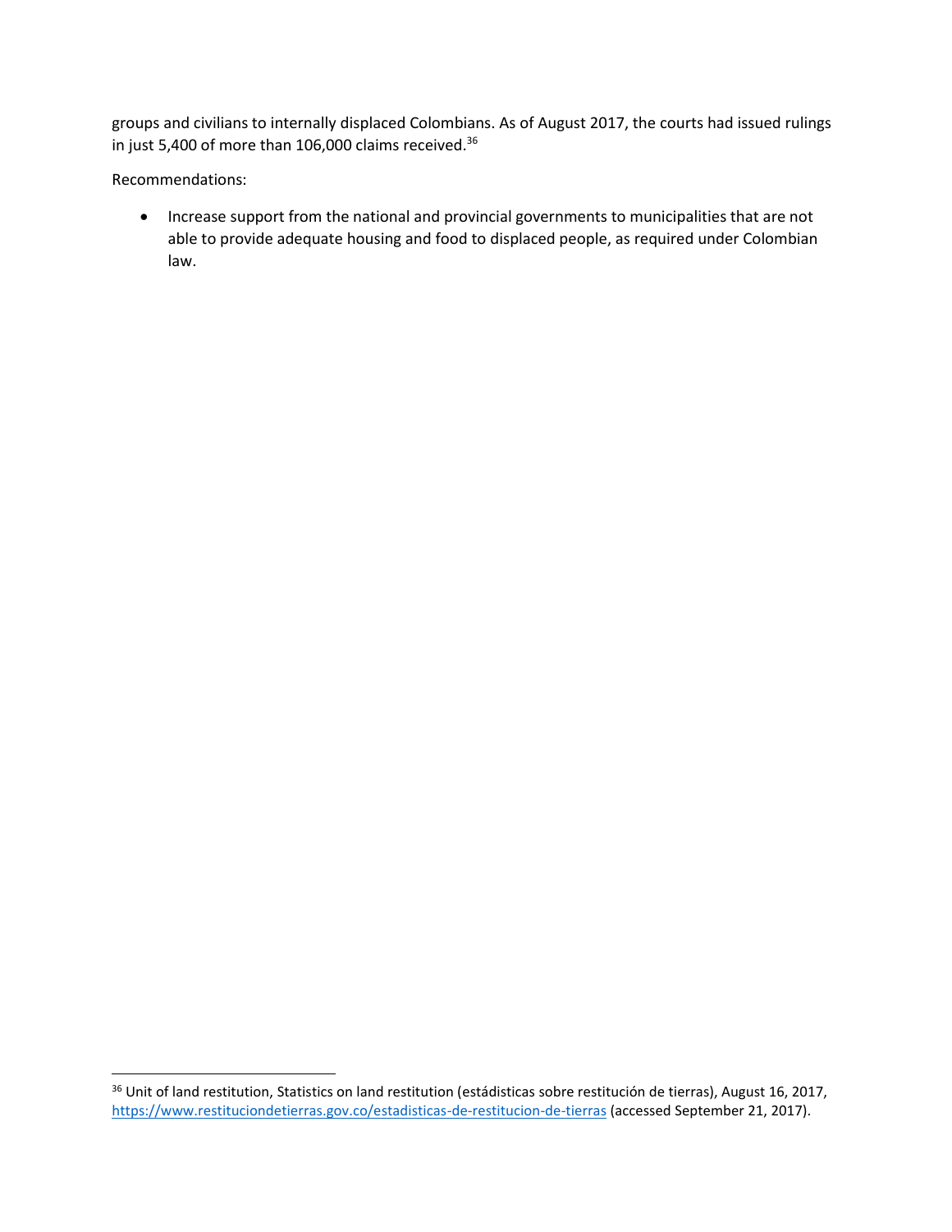groups and civilians to internally displaced Colombians. As of August 2017, the courts had issued rulings in just 5,400 of more than 106,000 claims received.[36]

Recommendations:

- Increase support from the national and provincial governments to municipalities that are not able to provide adequate housing and food to displaced people, as required under Colombian law.

---

[36] Unit of land restitution, Statistics on land restitution (estádisticas sobre restitución de tierras), August 16, 2017, https://www.restituciondetierras.gov.co/estadisticas-de-restitucion-de-tierras (accessed September 21, 2017).